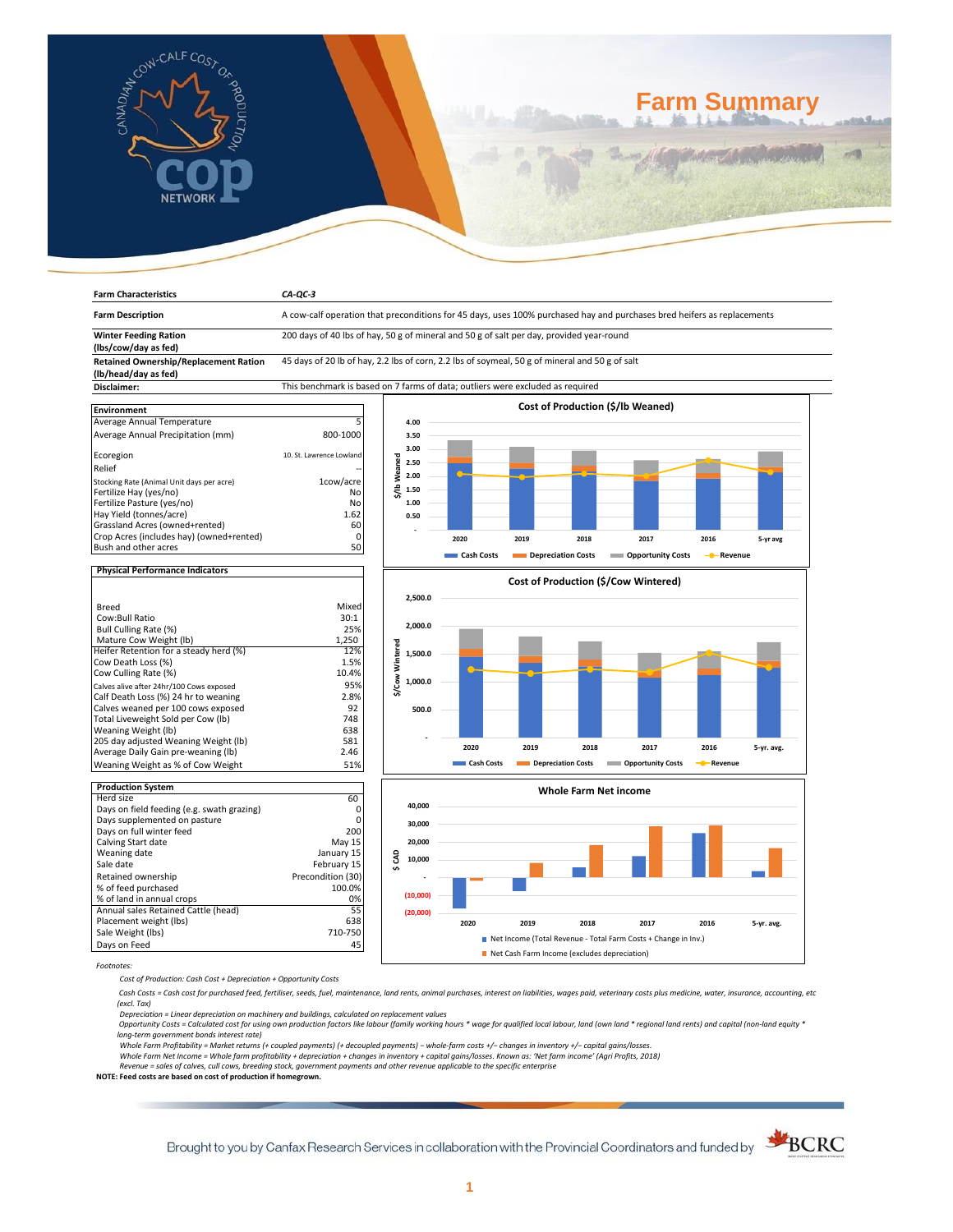# Farm Summary

| Farm Characteristics | CA-QC-3 |
|---|---|
| Farm Description | A cow-calf operation that preconditions for 45 days, uses 100% purchased hay and purchases bred heifers as replacements |
| Winter Feeding Ration (lbs/cow/day as fed) | 200 days of 40 lbs of hay, 50 g of mineral and 50 g of salt per day, provided year-round |
| Retained Ownership/Replacement Ration (lb/head/day as fed) | 45 days of 20 lb of hay, 2.2 lbs of corn, 2.2 lbs of soymeal, 50 g of mineral and 50 g of salt |
| Disclaimer: | This benchmark is based on 7 farms of data; outliers were excluded as required |

| Environment | |
|---|---|
| Average Annual Temperature | 5 |
| Average Annual Precipitation (mm) | 800-1000 |
| Ecoregion | 10. St. Lawrence Lowland |
| Relief | -- |
| Stocking Rate (Animal Unit days per acre) | 1cow/acre |
| Fertilize Hay (yes/no) | No |
| Fertilize Pasture (yes/no) | No |
| Hay Yield (tonnes/acre) | 1.62 |
| Grassland Acres (owned+rented) | 60 |
| Crop Acres (includes hay) (owned+rented) | 0 |
| Bush and other acres | 50 |

| Physical Performance Indicators | |
|---|---|
| Breed | Mixed |
| Cow:Bull Ratio | 30:1 |
| Bull Culling Rate (%) | 25% |
| Mature Cow Weight (lb) | 1,250 |
| Heifer Retention for a steady herd (%) | 12% |
| Cow Death Loss (%) | 1.5% |
| Cow Culling Rate (%) | 10.4% |
| Calves alive after 24hr/100 Cows exposed | 95% |
| Calf Death Loss (%) 24 hr to weaning | 2.8% |
| Calves weaned per 100 cows exposed | 92 |
| Total Liveweight Sold per Cow (lb) | 748 |
| Weaning Weight (lb) | 638 |
| 205 day adjusted Weaning Weight (lb) | 581 |
| Average Daily Gain pre-weaning (lb) | 2.46 |
| Weaning Weight as % of Cow Weight | 51% |

| Production System | |
|---|---|
| Herd size | 60 |
| Days on field feeding (e.g. swath grazing) | 0 |
| Days supplemented on pasture | 0 |
| Days on full winter feed | 200 |
| Calving Start date | May 15 |
| Weaning date | January 15 |
| Sale date | February 15 |
| Retained ownership | Precondition (30) |
| % of feed purchased | 100.0% |
| % of land in annual crops | 0% |
| Annual sales Retained Cattle (head) | 55 |
| Placement weight (lbs) | 638 |
| Sale Weight (lbs) | 710-750 |
| Days on Feed | 45 |

**Cost of Production ($/lb Weaned)** — years: 2020, 2019, 2018, 2017, 2016, 5-yr avg; series: Cash Costs, Depreciation Costs, Opportunity Costs, Revenue

**Cost of Production ($/Cow Wintered)** — years: 2020, 2019, 2018, 2017, 2016, 5-yr. avg.; series: Cash Costs, Depreciation Costs, Opportunity Costs, Revenue

**Whole Farm Net income** — years: 2020, 2019, 2018, 2017, 2016, 5-yr. avg.; series: Net Income (Total Revenue - Total Farm Costs + Change in Inv.), Net Cash Farm Income (excludes depreciation)

*Footnotes:*

*Cost of Production: Cash Cost + Depreciation + Opportunity Costs*

*Cash Costs = Cash cost for purchased feed, fertiliser, seeds, fuel, maintenance, land rents, animal purchases, interest on liabilities, wages paid, veterinary costs plus medicine, water, insurance, accounting, etc (excl. Tax)*

*Depreciation = Linear depreciation on machinery and buildings, calculated on replacement values*

*Opportunity Costs = Calculated cost for using own production factors like labour (family working hours \* wage for qualified local labour, land (own land \* regional land rents) and capital (non-land equity \* long-term government bonds interest rate)*

*Whole Farm Profitability = Market returns (+ coupled payments) (+ decoupled payments) – whole-farm costs +/– changes in inventory +/– capital gains/losses.*

*Whole Farm Net Income = Whole farm profitability + depreciation + changes in inventory + capital gains/losses. Known as: 'Net farm income' (Agri Profits, 2018)*

*Revenue = sales of calves, cull cows, breeding stock, government payments and other revenue applicable to the specific enterprise*

**NOTE: Feed costs are based on cost of production if homegrown.**

Brought to you by Canfax Research Services in collaboration with the Provincial Coordinators and funded by BCRC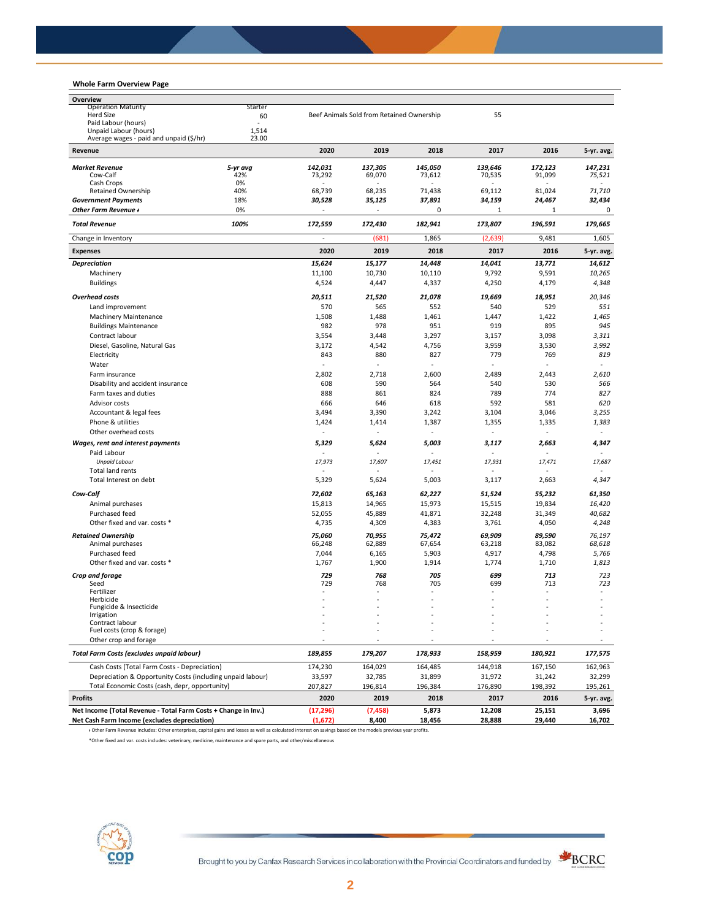### Whole Farm Overview Page

| Overview | | | | |
|---|---|---|---|---|
| Operation Maturity | Starter | | | |
| Herd Size | 60 | Beef Animals Sold from Retained Ownership | | 55 |
| Paid Labour (hours) | - | | | |
| Unpaid Labour (hours) | 1,514 | | | |
| Average wages - paid and unpaid ($/hr) | 23.00 | | | |

| Revenue | | 2020 | 2019 | 2018 | 2017 | 2016 | 5-yr. avg. |
|---|---|---|---|---|---|---|---|
| ***Market Revenue*** | ***5-yr avg*** | ***142,031*** | ***137,305*** | ***145,050*** | ***139,646*** | ***172,123*** | ***147,231*** |
| Cow-Calf | 42% | 73,292 | 69,070 | 73,612 | 70,535 | 91,099 | *75,521* |
| Cash Crops | 0% | - | - | - | - | - | - |
| Retained Ownership | 40% | 68,739 | 68,235 | 71,438 | 69,112 | 81,024 | *71,710* |
| ***Government Payments*** | 18% | ***30,528*** | ***35,125*** | ***37,891*** | ***34,159*** | ***24,467*** | ***32,434*** |
| ***Other Farm Revenue ♦*** | 0% | - | - | 0 | 1 | 1 | 0 |
| ***Total Revenue*** | ***100%*** | ***172,559*** | ***172,430*** | ***182,941*** | ***173,807*** | ***196,591*** | ***179,665*** |
| Change in Inventory | | - | (681) | 1,865 | (2,639) | 9,481 | 1,605 |

| Expenses | 2020 | 2019 | 2018 | 2017 | 2016 | 5-yr. avg. |
|---|---|---|---|---|---|---|
| ***Depreciation*** | ***15,624*** | ***15,177*** | ***14,448*** | ***14,041*** | ***13,771*** | ***14,612*** |
| Machinery | 11,100 | 10,730 | 10,110 | 9,792 | 9,591 | *10,265* |
| Buildings | 4,524 | 4,447 | 4,337 | 4,250 | 4,179 | *4,348* |
| ***Overhead costs*** | ***20,511*** | ***21,520*** | ***21,078*** | ***19,669*** | ***18,951*** | ***20,346*** |
| Land improvement | 570 | 565 | 552 | 540 | 529 | *551* |
| Machinery Maintenance | 1,508 | 1,488 | 1,461 | 1,447 | 1,422 | *1,465* |
| Buildings Maintenance | 982 | 978 | 951 | 919 | 895 | *945* |
| Contract labour | 3,554 | 3,448 | 3,297 | 3,157 | 3,098 | *3,311* |
| Diesel, Gasoline, Natural Gas | 3,172 | 4,542 | 4,756 | 3,959 | 3,530 | *3,992* |
| Electricity | 843 | 880 | 827 | 779 | 769 | *819* |
| Water | - | - | - | - | - | - |
| Farm insurance | 2,802 | 2,718 | 2,600 | 2,489 | 2,443 | *2,610* |
| Disability and accident insurance | 608 | 590 | 564 | 540 | 530 | *566* |
| Farm taxes and duties | 888 | 861 | 824 | 789 | 774 | *827* |
| Advisor costs | 666 | 646 | 618 | 592 | 581 | *620* |
| Accountant & legal fees | 3,494 | 3,390 | 3,242 | 3,104 | 3,046 | *3,255* |
| Phone & utilities | 1,424 | 1,414 | 1,387 | 1,355 | 1,335 | *1,383* |
| Other overhead costs | - | - | - | - | - | - |
| ***Wages, rent and interest payments*** | ***5,329*** | ***5,624*** | ***5,003*** | ***3,117*** | ***2,663*** | ***4,347*** |
| Paid Labour | - | - | - | - | - | - |
| *Unpaid Labour* | *17,973* | *17,607* | *17,451* | *17,931* | *17,471* | *17,687* |
| Total land rents | - | - | - | - | - | - |
| Total Interest on debt | 5,329 | 5,624 | 5,003 | 3,117 | 2,663 | *4,347* |
| ***Cow-Calf*** | ***72,602*** | ***65,163*** | ***62,227*** | ***51,524*** | ***55,232*** | ***61,350*** |
| Animal purchases | 15,813 | 14,965 | 15,973 | 15,515 | 19,834 | *16,420* |
| Purchased feed | 52,055 | 45,889 | 41,871 | 32,248 | 31,349 | *40,682* |
| Other fixed and var. costs * | 4,735 | 4,309 | 4,383 | 3,761 | 4,050 | *4,248* |
| ***Retained Ownership*** | ***75,060*** | ***70,955*** | ***75,472*** | ***69,909*** | ***89,590*** | ***76,197*** |
| Animal purchases | 66,248 | 62,889 | 67,654 | 63,218 | 83,082 | *68,618* |
| Purchased feed | 7,044 | 6,165 | 5,903 | 4,917 | 4,798 | *5,766* |
| Other fixed and var. costs * | 1,767 | 1,900 | 1,914 | 1,774 | 1,710 | *1,813* |
| ***Crop and forage*** | ***729*** | ***768*** | ***705*** | ***699*** | ***713*** | *723* |
| Seed | 729 | 768 | 705 | 699 | 713 | *723* |
| Fertilizer | - | - | - | - | - | - |
| Herbicide | - | - | - | - | - | - |
| Fungicide & Insecticide | - | - | - | - | - | - |
| Irrigation | - | - | - | - | - | - |
| Contract labour | - | - | - | - | - | - |
| Fuel costs (crop & forage) | - | - | - | - | - | - |
| Other crop and forage | - | - | - | - | - | - |
| ***Total Farm Costs (excludes unpaid labour)*** | ***189,855*** | ***179,207*** | ***178,933*** | ***158,959*** | ***180,921*** | ***177,575*** |
| Cash Costs (Total Farm Costs - Depreciation) | 174,230 | 164,029 | 164,485 | 144,918 | 167,150 | 162,963 |
| Depreciation & Opportunity Costs (including unpaid labour) | 33,597 | 32,785 | 31,899 | 31,972 | 31,242 | 32,299 |
| Total Economic Costs (cash, depr, opportunity) | 207,827 | 196,814 | 196,384 | 176,890 | 198,392 | 195,261 |

| Profits | 2020 | 2019 | 2018 | 2017 | 2016 | 5-yr. avg. |
|---|---|---|---|---|---|---|
| **Net Income (Total Revenue - Total Farm Costs + Change in Inv.)** | **(17,296)** | **(7,458)** | **5,873** | **12,208** | **25,151** | **3,696** |
| **Net Cash Farm Income (excludes depreciation)** | **(1,672)** | **8,400** | **18,456** | **28,888** | **29,440** | **16,702** |

♦ Other Farm Revenue includes: Other enterprises, capital gains and losses as well as calculated interest on savings based on the models previous year profits.

*Other fixed and var. costs includes: veterinary, medicine, maintenance and spare parts, and other/miscellaneous

Brought to you by Canfax Research Services in collaboration with the Provincial Coordinators and funded by BCRC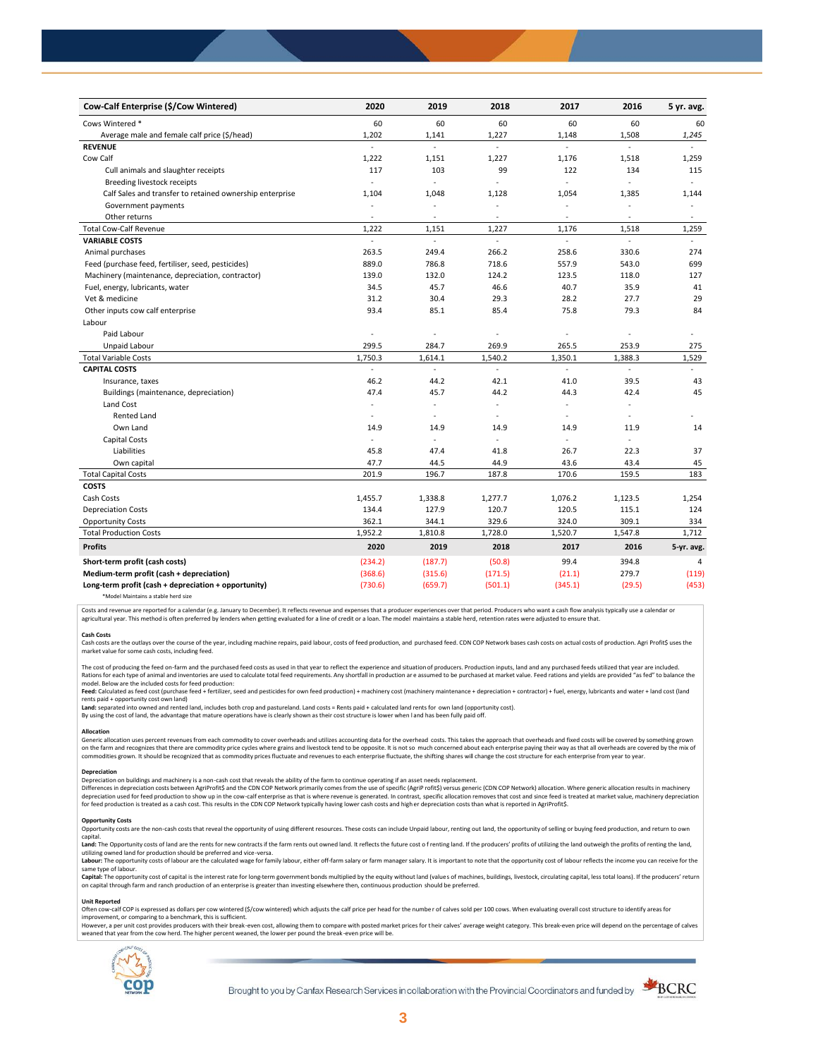| Cow-Calf Enterprise ($/Cow Wintered) | 2020 | 2019 | 2018 | 2017 | 2016 | 5 yr. avg. |
|---|---|---|---|---|---|---|
| Cows Wintered * | 60 | 60 | 60 | 60 | 60 | 60 |
| Average male and female calf price ($/head) | 1,202 | 1,141 | 1,227 | 1,148 | 1,508 | *1,245* |
| **REVENUE** | - | - | - | - | - | - |
| Cow Calf | 1,222 | 1,151 | 1,227 | 1,176 | 1,518 | 1,259 |
| Cull animals and slaughter receipts | 117 | 103 | 99 | 122 | 134 | 115 |
| Breeding livestock receipts | - | - | - | - | - | - |
| Calf Sales and transfer to retained ownership enterprise | 1,104 | 1,048 | 1,128 | 1,054 | 1,385 | 1,144 |
| Government payments | - | - | - | - | - | - |
| Other returns | - | - | - | - | - | - |
| Total Cow-Calf Revenue | 1,222 | 1,151 | 1,227 | 1,176 | 1,518 | 1,259 |
| **VARIABLE COSTS** | - | - | - | - | - | - |
| Animal purchases | 263.5 | 249.4 | 266.2 | 258.6 | 330.6 | 274 |
| Feed (purchase feed, fertiliser, seed, pesticides) | 889.0 | 786.8 | 718.6 | 557.9 | 543.0 | 699 |
| Machinery (maintenance, depreciation, contractor) | 139.0 | 132.0 | 124.2 | 123.5 | 118.0 | 127 |
| Fuel, energy, lubricants, water | 34.5 | 45.7 | 46.6 | 40.7 | 35.9 | 41 |
| Vet & medicine | 31.2 | 30.4 | 29.3 | 28.2 | 27.7 | 29 |
| Other inputs cow calf enterprise | 93.4 | 85.1 | 85.4 | 75.8 | 79.3 | 84 |
| Labour | | | | | | |
| Paid Labour | - | - | - | - | - | - |
| Unpaid Labour | 299.5 | 284.7 | 269.9 | 265.5 | 253.9 | 275 |
| Total Variable Costs | 1,750.3 | 1,614.1 | 1,540.2 | 1,350.1 | 1,388.3 | 1,529 |
| **CAPITAL COSTS** | - | - | - | - | - | - |
| Insurance, taxes | 46.2 | 44.2 | 42.1 | 41.0 | 39.5 | 43 |
| Buildings (maintenance, depreciation) | 47.4 | 45.7 | 44.2 | 44.3 | 42.4 | 45 |
| Land Cost | - | - | - | - | - | |
| Rented Land | - | - | - | - | - | - |
| Own Land | 14.9 | 14.9 | 14.9 | 14.9 | 11.9 | 14 |
| Capital Costs | - | - | - | - | - | |
| Liabilities | 45.8 | 47.4 | 41.8 | 26.7 | 22.3 | 37 |
| Own capital | 47.7 | 44.5 | 44.9 | 43.6 | 43.4 | 45 |
| Total Capital Costs | 201.9 | 196.7 | 187.8 | 170.6 | 159.5 | 183 |
| **COSTS** | | | | | | |
| Cash Costs | 1,455.7 | 1,338.8 | 1,277.7 | 1,076.2 | 1,123.5 | 1,254 |
| Depreciation Costs | 134.4 | 127.9 | 120.7 | 120.5 | 115.1 | 124 |
| Opportunity Costs | 362.1 | 344.1 | 329.6 | 324.0 | 309.1 | 334 |
| Total Production Costs | 1,952.2 | 1,810.8 | 1,728.0 | 1,520.7 | 1,547.8 | 1,712 |
| **Profits** | **2020** | **2019** | **2018** | **2017** | **2016** | **5-yr. avg.** |
| **Short-term profit (cash costs)** | (234.2) | (187.7) | (50.8) | 99.4 | 394.8 | 4 |
| **Medium-term profit (cash + depreciation)** | (368.6) | (315.6) | (171.5) | (21.1) | 279.7 | (119) |
| **Long-term profit (cash + depreciation + opportunity)** | (730.6) | (659.7) | (501.1) | (345.1) | (29.5) | (453) |

*Model Maintains a stable herd size

Costs and revenue are reported for a calendar (e.g. January to December). It reflects revenue and expenses that a producer experiences over that period. Producers who want a cash flow analysis typically use a calendar or agricultural year. This method is often preferred by lenders when getting evaluated for a line of credit or a loan. The model maintains a stable herd, retention rates were adjusted to ensure that.

**Cash Costs**

Cash costs are the outlays over the course of the year, including machine repairs, paid labour, costs of feed production, and purchased feed. CDN COP Network bases cash costs on actual costs of production. Agri Profit$ uses the market value for some cash costs, including feed.

The cost of producing the feed on-farm and the purchased feed costs as used in that year to reflect the experience and situation of producers. Production inputs, land and any purchased feeds utilized that year are included. Rations for each type of animal and inventories are used to calculate total feed requirements. Any shortfall in production are assumed to be purchased at market value. Feed rations and yields are provided "as fed" to balance the model. Below are the included costs for feed production:

**Feed:** Calculated as feed cost (purchase feed + fertilizer, seed and pesticides for own feed production) + machinery cost (machinery maintenance + depreciation + contractor) + fuel, energy, lubricants and water + land cost (land rents paid + opportunity cost own land)

**Land:** separated into owned and rented land, includes both crop and pastureland. Land costs = Rents paid + calculated land rents for own land (opportunity cost).

By using the cost of land, the advantage that mature operations have is clearly shown as their cost structure is lower when land has been fully paid off.

**Allocation**

Generic allocation uses percent revenues from each commodity to cover overheads and utilizes accounting data for the overhead costs. This takes the approach that overheads and fixed costs will be covered by something grown on the farm and recognizes that there are commodity price cycles where grains and livestock tend to be opposite. It is not so much concerned about each enterprise paying their way as that all overheads are covered by the mix of commodities grown. It should be recognized that as commodity prices fluctuate and revenues to each enterprise fluctuate, the shifting shares will change the cost structure for each enterprise from year to year.

**Depreciation**

Depreciation on buildings and machinery is a non-cash cost that reveals the ability of the farm to continue operating if an asset needs replacement.

Differences in depreciation costs between AgriProfit$ and the CDN COP Network primarily comes from the use of specific (AgriP rofit$) versus generic (CDN COP Network) allocation. Where generic allocation results in machinery depreciation used for feed production to show up in the cow-calf enterprise as that is where revenue is generated. In contrast, specific allocation removes that cost and since feed is treated at market value, machinery depreciation for feed production is treated as a cash cost. This results in the CDN COP Network typically having lower cash costs and higher depreciation costs than what is reported in AgriProfit$.

**Opportunity Costs**

Opportunity costs are the non-cash costs that reveal the opportunity of using different resources. These costs can include Unpaid labour, renting out land, the opportunity of selling or buying feed production, and return to own capital.

**Land:** The Opportunity costs of land are the rents for new contracts if the farm rents out owned land. It reflects the future cost of renting land. If the producers' profits of utilizing the land outweigh the profits of renting the land, utilizing owned land for production should be preferred and vice-versa.

**Labour:** The opportunity costs of labour are the calculated wage for family labour, either off-farm salary or farm manager salary. It is important to note that the opportunity cost of labour reflects the income you can receive for the same type of labour.

**Capital:** The opportunity cost of capital is the interest rate for long-term government bonds multiplied by the equity without land (values of machines, buildings, livestock, circulating capital, less total loans). If the producers' return on capital through farm and ranch production of an enterprise is greater than investing elsewhere then, continuous production should be preferred.

**Unit Reported**

Often cow-calf COP is expressed as dollars per cow wintered ($/cow wintered) which adjusts the calf price per head for the number of calves sold per 100 cows. When evaluating overall cost structure to identify areas for improvement, or comparing to a benchmark, this is sufficient.

However, a per unit cost provides producers with their break-even cost, allowing them to compare with posted market prices for their calves' average weight category. This break-even price will depend on the percentage of calves weaned that year from the cow herd. The higher percent weaned, the lower per pound the break-even price will be.

Brought to you by Canfax Research Services in collaboration with the Provincial Coordinators and funded by BCRC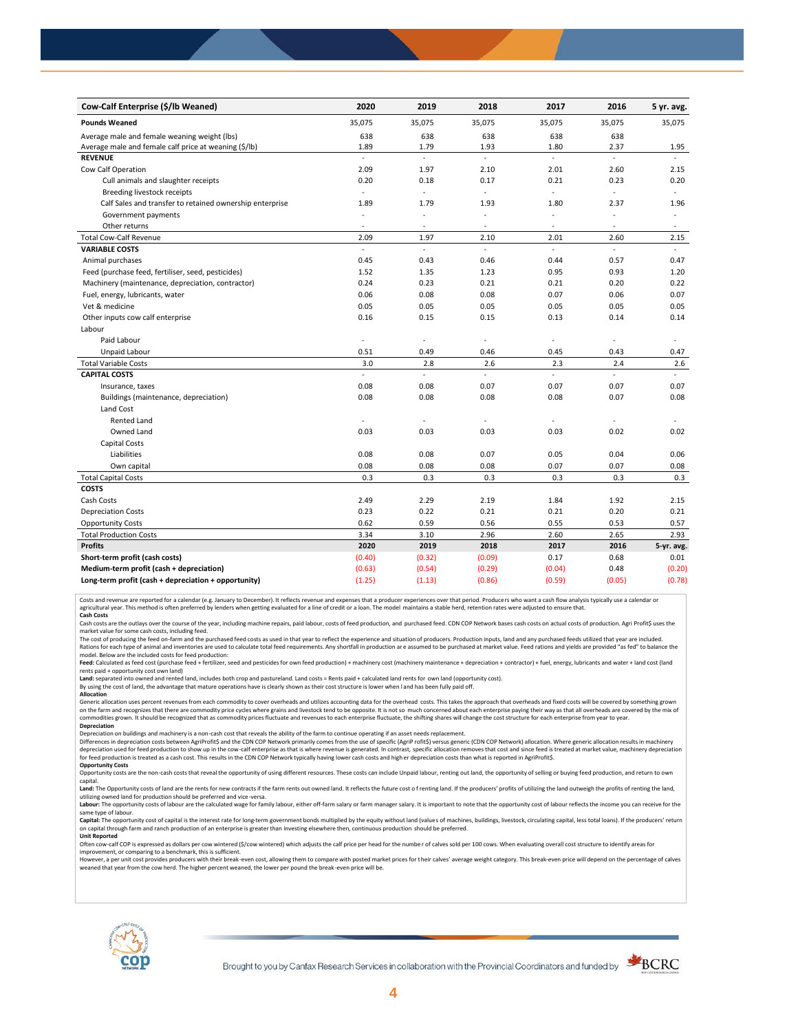| Cow-Calf Enterprise ($/lb Weaned) | 2020 | 2019 | 2018 | 2017 | 2016 | 5 yr. avg. |
|---|---|---|---|---|---|---|
| **Pounds Weaned** | 35,075 | 35,075 | 35,075 | 35,075 | 35,075 | 35,075 |
| Average male and female weaning weight (lbs) | 638 | 638 | 638 | 638 | 638 | |
| Average male and female calf price at weaning ($/lb) | 1.89 | 1.79 | 1.93 | 1.80 | 2.37 | 1.95 |
| **REVENUE** | - | - | - | - | - | - |
| Cow Calf Operation | 2.09 | 1.97 | 2.10 | 2.01 | 2.60 | 2.15 |
| Cull animals and slaughter receipts | 0.20 | 0.18 | 0.17 | 0.21 | 0.23 | 0.20 |
| Breeding livestock receipts | - | - | - | - | - | - |
| Calf Sales and transfer to retained ownership enterprise | 1.89 | 1.79 | 1.93 | 1.80 | 2.37 | 1.96 |
| Government payments | - | - | - | - | - | - |
| Other returns | - | - | - | - | - | - |
| Total Cow-Calf Revenue | 2.09 | 1.97 | 2.10 | 2.01 | 2.60 | 2.15 |
| **VARIABLE COSTS** | - | - | - | - | - | - |
| Animal purchases | 0.45 | 0.43 | 0.46 | 0.44 | 0.57 | 0.47 |
| Feed (purchase feed, fertiliser, seed, pesticides) | 1.52 | 1.35 | 1.23 | 0.95 | 0.93 | 1.20 |
| Machinery (maintenance, depreciation, contractor) | 0.24 | 0.23 | 0.21 | 0.21 | 0.20 | 0.22 |
| Fuel, energy, lubricants, water | 0.06 | 0.08 | 0.08 | 0.07 | 0.06 | 0.07 |
| Vet & medicine | 0.05 | 0.05 | 0.05 | 0.05 | 0.05 | 0.05 |
| Other inputs cow calf enterprise | 0.16 | 0.15 | 0.15 | 0.13 | 0.14 | 0.14 |
| Labour | | | | | | |
| Paid Labour | - | - | - | - | - | - |
| Unpaid Labour | 0.51 | 0.49 | 0.46 | 0.45 | 0.43 | 0.47 |
| Total Variable Costs | 3.0 | 2.8 | 2.6 | 2.3 | 2.4 | 2.6 |
| **CAPITAL COSTS** | - | - | - | - | - | - |
| Insurance, taxes | 0.08 | 0.08 | 0.07 | 0.07 | 0.07 | 0.07 |
| Buildings (maintenance, depreciation) | 0.08 | 0.08 | 0.08 | 0.08 | 0.07 | 0.08 |
| Land Cost | | | | | | |
| Rented Land | - | - | - | - | - | - |
| Owned Land | 0.03 | 0.03 | 0.03 | 0.03 | 0.02 | 0.02 |
| Capital Costs | | | | | | |
| Liabilities | 0.08 | 0.08 | 0.07 | 0.05 | 0.04 | 0.06 |
| Own capital | 0.08 | 0.08 | 0.08 | 0.07 | 0.07 | 0.08 |
| Total Capital Costs | 0.3 | 0.3 | 0.3 | 0.3 | 0.3 | 0.3 |
| **COSTS** | | | | | | |
| Cash Costs | 2.49 | 2.29 | 2.19 | 1.84 | 1.92 | 2.15 |
| Depreciation Costs | 0.23 | 0.22 | 0.21 | 0.21 | 0.20 | 0.21 |
| Opportunity Costs | 0.62 | 0.59 | 0.56 | 0.55 | 0.53 | 0.57 |
| Total Production Costs | 3.34 | 3.10 | 2.96 | 2.60 | 2.65 | 2.93 |
| **Profits** | **2020** | **2019** | **2018** | **2017** | **2016** | **5-yr. avg.** |
| **Short-term profit (cash costs)** | (0.40) | (0.32) | (0.09) | 0.17 | 0.68 | 0.01 |
| **Medium-term profit (cash + depreciation)** | (0.63) | (0.54) | (0.29) | (0.04) | 0.48 | (0.20) |
| **Long-term profit (cash + depreciation + opportunity)** | (1.25) | (1.13) | (0.86) | (0.59) | (0.05) | (0.78) |

Costs and revenue are reported for a calendar (e.g. January to December). It reflects revenue and expenses that a producer experiences over that period. Producers who want a cash flow analysis typically use a calendar or agricultural year. This method is often preferred by lenders when getting evaluated for a line of credit or a loan. The model maintains a stable herd, retention rates were adjusted to ensure that.

**Cash Costs**

Cash costs are the outlays over the course of the year, including machine repairs, paid labour, costs of feed production, and purchased feed. CDN COP Network bases cash costs on actual costs of production. Agri Profit$ uses the market value for some cash costs, including feed.

The cost of producing the feed on-farm and the purchased feed costs as used in that year to reflect the experience and situation of producers. Production inputs, land and any purchased feeds utilized that year are included. Rations for each type of animal and inventories are used to calculate total feed requirements. Any shortfall in production are assumed to be purchased at market value. Feed rations and yields are provided "as fed" to balance the model. Below are the included costs for feed production:

**Feed:** Calculated as feed cost (purchase feed + fertilizer, seed and pesticides for own feed production) + machinery cost (machinery maintenance + depreciation + contractor) + fuel, energy, lubricants and water + land cost (land rents paid + opportunity cost own land)

**Land:** separated into owned and rented land, includes both crop and pastureland. Land costs = Rents paid + calculated land rents for own land (opportunity cost).

By using the cost of land, the advantage that mature operations have is clearly shown as their cost structure is lower when land has been fully paid off.

**Allocation**

Generic allocation uses percent revenues from each commodity to cover overheads and utilizes accounting data for the overhead costs. This takes the approach that overheads and fixed costs will be covered by something grown on the farm and recognizes that there are commodity price cycles where grains and livestock tend to be opposite. It is not so much concerned about each enterprise paying their way as that all overheads are covered by the mix of commodities grown. It should be recognized that as commodity prices fluctuate and revenues to each enterprise fluctuate, the shifting shares will change the cost structure for each enterprise from year to year.

**Depreciation**

Depreciation on buildings and machinery is a non-cash cost that reveals the ability of the farm to continue operating if an asset needs replacement.

Differences in depreciation costs between AgriProfit$ and the CDN COP Network primarily comes from the use of specific (AgriP rofit$) versus generic (CDN COP Network) allocation. Where generic allocation results in machinery depreciation used for feed production to show up in the cow-calf enterprise as that is where revenue is generated. In contrast, specific allocation removes that cost and since feed is treated at market value, machinery depreciation for feed production is treated as a cash cost. This results in the CDN COP Network typically having lower cash costs and higher depreciation costs than what is reported in AgriProfit$.

**Opportunity Costs**

Opportunity costs are the non-cash costs that reveal the opportunity of using different resources. These costs can include Unpaid labour, renting out land, the opportunity of selling or buying feed production, and return to own capital.

**Land:** The Opportunity costs of land are the rents for new contracts if the farm rents out owned land. It reflects the future cost o f renting land. If the producers' profits of utilizing the land outweigh the profits of renting the land, utilizing owned land for production should be preferred and vice-versa.

**Labour:** The opportunity costs of labour are the calculated wage for family labour, either off-farm salary or farm manager salary. It is important to note that the opportunity cost of labour reflects the income you can receive for the same type of labour.

**Capital:** The opportunity cost of capital is the interest rate for long-term government bonds multiplied by the equity without land (values of machines, buildings, livestock, circulating capital, less total loans). If the producers' return on capital through farm and ranch production of an enterprise is greater than investing elsewhere then, continuous production should be preferred.

**Unit Reported**

Often cow-calf COP is expressed as dollars per cow wintered ($/cow wintered) which adjusts the calf price per head for the numbe r of calves sold per 100 cows. When evaluating overall cost structure to identify areas for improvement, or comparing to a benchmark, this is sufficient.

However, a per unit cost provides producers with their break-even cost, allowing them to compare with posted market prices for their calves' average weight category. This break-even price will depend on the percentage of calves weaned that year from the cow herd. The higher percent weaned, the lower per pound the break-even price will be.

Brought to you by Canfax Research Services in collaboration with the Provincial Coordinators and funded by BCRC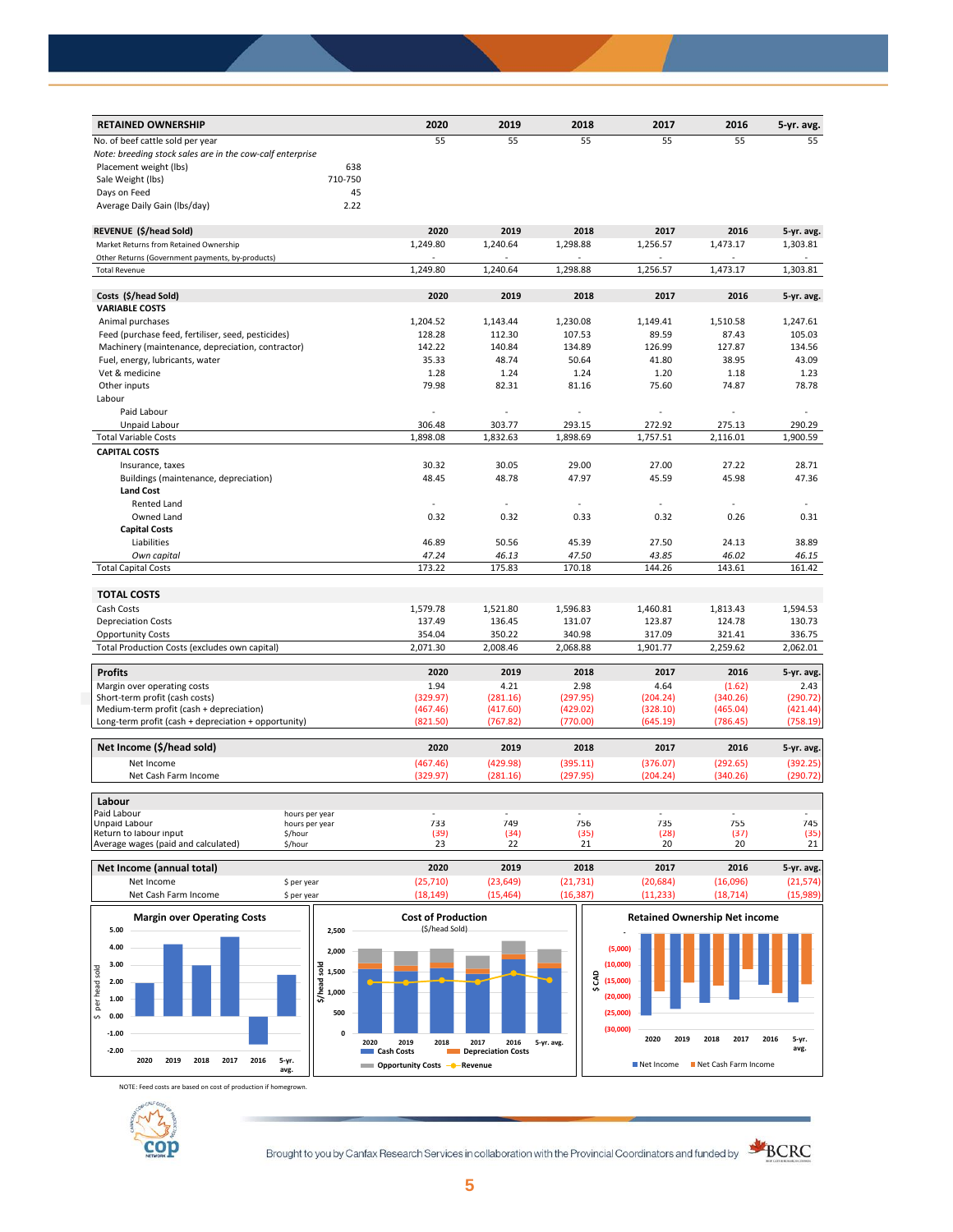| RETAINED OWNERSHIP | | 2020 | 2019 | 2018 | 2017 | 2016 | 5-yr. avg. |
|---|---|---|---|---|---|---|---|
| No. of beef cattle sold per year | | 55 | 55 | 55 | 55 | 55 | 55 |
| *Note: breeding stock sales are in the cow-calf enterprise* | | | | | | | |
| Placement weight (lbs) | 638 | | | | | | |
| Sale Weight (lbs) | 710-750 | | | | | | |
| Days on Feed | 45 | | | | | | |
| Average Daily Gain (lbs/day) | 2.22 | | | | | | |

| REVENUE ($/head Sold) | 2020 | 2019 | 2018 | 2017 | 2016 | 5-yr. avg. |
|---|---|---|---|---|---|---|
| Market Returns from Retained Ownership | 1,249.80 | 1,240.64 | 1,298.88 | 1,256.57 | 1,473.17 | 1,303.81 |
| Other Returns (Government payments, by-products) | - | - | - | - | - | - |
| Total Revenue | 1,249.80 | 1,240.64 | 1,298.88 | 1,256.57 | 1,473.17 | 1,303.81 |

| Costs ($/head Sold) | 2020 | 2019 | 2018 | 2017 | 2016 | 5-yr. avg. |
|---|---|---|---|---|---|---|
| **VARIABLE COSTS** | | | | | | |
| Animal purchases | 1,204.52 | 1,143.44 | 1,230.08 | 1,149.41 | 1,510.58 | 1,247.61 |
| Feed (purchase feed, fertiliser, seed, pesticides) | 128.28 | 112.30 | 107.53 | 89.59 | 87.43 | 105.03 |
| Machinery (maintenance, depreciation, contractor) | 142.22 | 140.84 | 134.89 | 126.99 | 127.87 | 134.56 |
| Fuel, energy, lubricants, water | 35.33 | 48.74 | 50.64 | 41.80 | 38.95 | 43.09 |
| Vet & medicine | 1.28 | 1.24 | 1.24 | 1.20 | 1.18 | 1.23 |
| Other inputs | 79.98 | 82.31 | 81.16 | 75.60 | 74.87 | 78.78 |
| Labour | | | | | | |
| Paid Labour | - | - | - | - | - | - |
| Unpaid Labour | 306.48 | 303.77 | 293.15 | 272.92 | 275.13 | 290.29 |
| Total Variable Costs | 1,898.08 | 1,832.63 | 1,898.69 | 1,757.51 | 2,116.01 | 1,900.59 |
| **CAPITAL COSTS** | | | | | | |
| Insurance, taxes | 30.32 | 30.05 | 29.00 | 27.00 | 27.22 | 28.71 |
| Buildings (maintenance, depreciation) | 48.45 | 48.78 | 47.97 | 45.59 | 45.98 | 47.36 |
| **Land Cost** | | | | | | |
| Rented Land | - | - | - | - | - | - |
| Owned Land | 0.32 | 0.32 | 0.33 | 0.32 | 0.26 | 0.31 |
| **Capital Costs** | | | | | | |
| Liabilities | 46.89 | 50.56 | 45.39 | 27.50 | 24.13 | 38.89 |
| *Own capital* | *47.24* | *46.13* | *47.50* | *43.85* | *46.02* | *46.15* |
| Total Capital Costs | 173.22 | 175.83 | 170.18 | 144.26 | 143.61 | 161.42 |

| TOTAL COSTS | | | | | | |
|---|---|---|---|---|---|---|
| Cash Costs | 1,579.78 | 1,521.80 | 1,596.83 | 1,460.81 | 1,813.43 | 1,594.53 |
| Depreciation Costs | 137.49 | 136.45 | 131.07 | 123.87 | 124.78 | 130.73 |
| Opportunity Costs | 354.04 | 350.22 | 340.98 | 317.09 | 321.41 | 336.75 |
| Total Production Costs (excludes own capital) | 2,071.30 | 2,008.46 | 2,068.88 | 1,901.77 | 2,259.62 | 2,062.01 |

| Profits | 2020 | 2019 | 2018 | 2017 | 2016 | 5-yr. avg. |
|---|---|---|---|---|---|---|
| Margin over operating costs | 1.94 | 4.21 | 2.98 | 4.64 | (1.62) | 2.43 |
| Short-term profit (cash costs) | (329.97) | (281.16) | (297.95) | (204.24) | (340.26) | (290.72) |
| Medium-term profit (cash + depreciation) | (467.46) | (417.60) | (429.02) | (328.10) | (465.04) | (421.44) |
| Long-term profit (cash + depreciation + opportunity) | (821.50) | (767.82) | (770.00) | (645.19) | (786.45) | (758.19) |

| Net Income ($/head sold) | 2020 | 2019 | 2018 | 2017 | 2016 | 5-yr. avg. |
|---|---|---|---|---|---|---|
| Net Income | (467.46) | (429.98) | (395.11) | (376.07) | (292.65) | (392.25) |
| Net Cash Farm Income | (329.97) | (281.16) | (297.95) | (204.24) | (340.26) | (290.72) |

| Labour | | | | | | | |
|---|---|---|---|---|---|---|---|
| Paid Labour | hours per year | - | - | - | - | - | - |
| Unpaid Labour | hours per year | 733 | 749 | 756 | 735 | 755 | 745 |
| Return to labour input | $/hour | (39) | (34) | (35) | (28) | (37) | (35) |
| Average wages (paid and calculated) | $/hour | 23 | 22 | 21 | 20 | 20 | 21 |

| Net Income (annual total) | | 2020 | 2019 | 2018 | 2017 | 2016 | 5-yr. avg. |
|---|---|---|---|---|---|---|---|
| Net Income | $ per year | (25,710) | (23,649) | (21,731) | (20,684) | (16,096) | (21,574) |
| Net Cash Farm Income | $ per year | (18,149) | (15,464) | (16,387) | (11,233) | (18,714) | (15,989) |

**Margin over Operating Costs**

**Cost of Production** ($/head Sold)

**Retained Ownership Net income**

NOTE: Feed costs are based on cost of production if homegrown.

Brought to you by Canfax Research Services in collaboration with the Provincial Coordinators and funded by BCRC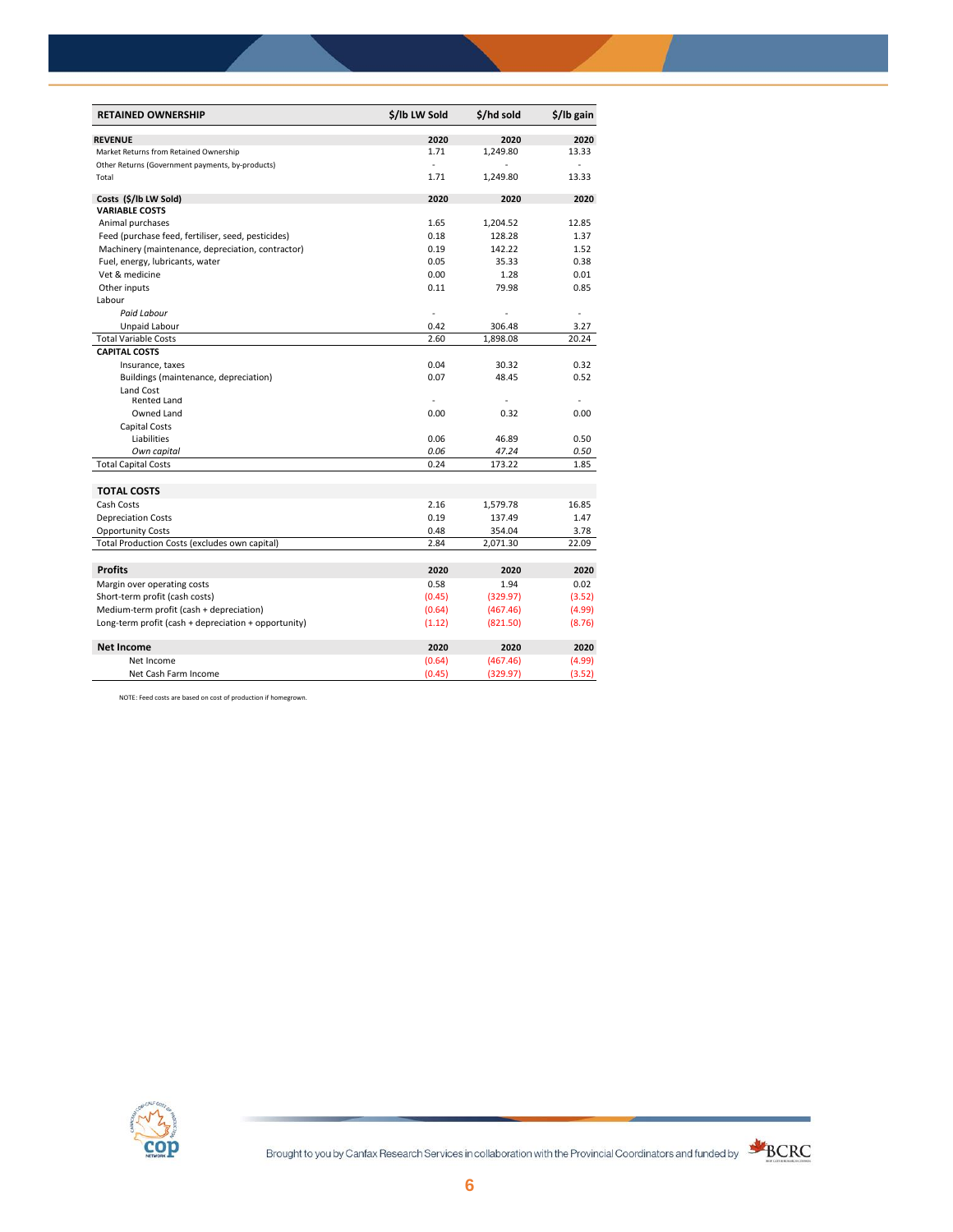| RETAINED OWNERSHIP | $/lb LW Sold | $/hd sold | $/lb gain |
|---|---|---|---|
| **REVENUE** | **2020** | **2020** | **2020** |
| Market Returns from Retained Ownership | 1.71 | 1,249.80 | 13.33 |
| Other Returns (Government payments, by-products) | - | - | - |
| Total | 1.71 | 1,249.80 | 13.33 |
| **Costs ($/lb LW Sold)** | **2020** | **2020** | **2020** |
| **VARIABLE COSTS** | | | |
| Animal purchases | 1.65 | 1,204.52 | 12.85 |
| Feed (purchase feed, fertiliser, seed, pesticides) | 0.18 | 128.28 | 1.37 |
| Machinery (maintenance, depreciation, contractor) | 0.19 | 142.22 | 1.52 |
| Fuel, energy, lubricants, water | 0.05 | 35.33 | 0.38 |
| Vet & medicine | 0.00 | 1.28 | 0.01 |
| Other inputs | 0.11 | 79.98 | 0.85 |
| Labour | | | |
| *Paid Labour* | - | - | - |
| Unpaid Labour | 0.42 | 306.48 | 3.27 |
| Total Variable Costs | 2.60 | 1,898.08 | 20.24 |
| **CAPITAL COSTS** | | | |
| Insurance, taxes | 0.04 | 30.32 | 0.32 |
| Buildings (maintenance, depreciation) | 0.07 | 48.45 | 0.52 |
| Land Cost | | | |
| Rented Land | - | - | - |
| Owned Land | 0.00 | 0.32 | 0.00 |
| Capital Costs | | | |
| Liabilities | 0.06 | 46.89 | 0.50 |
| *Own capital* | *0.06* | *47.24* | *0.50* |
| Total Capital Costs | 0.24 | 173.22 | 1.85 |
| **TOTAL COSTS** | | | |
| Cash Costs | 2.16 | 1,579.78 | 16.85 |
| Depreciation Costs | 0.19 | 137.49 | 1.47 |
| Opportunity Costs | 0.48 | 354.04 | 3.78 |
| Total Production Costs (excludes own capital) | 2.84 | 2,071.30 | 22.09 |
| **Profits** | **2020** | **2020** | **2020** |
| Margin over operating costs | 0.58 | 1.94 | 0.02 |
| Short-term profit (cash costs) | (0.45) | (329.97) | (3.52) |
| Medium-term profit (cash + depreciation) | (0.64) | (467.46) | (4.99) |
| Long-term profit (cash + depreciation + opportunity) | (1.12) | (821.50) | (8.76) |
| **Net Income** | **2020** | **2020** | **2020** |
| Net Income | (0.64) | (467.46) | (4.99) |
| Net Cash Farm Income | (0.45) | (329.97) | (3.52) |

NOTE: Feed costs are based on cost of production if homegrown.

Brought to you by Canfax Research Services in collaboration with the Provincial Coordinators and funded by BCRC